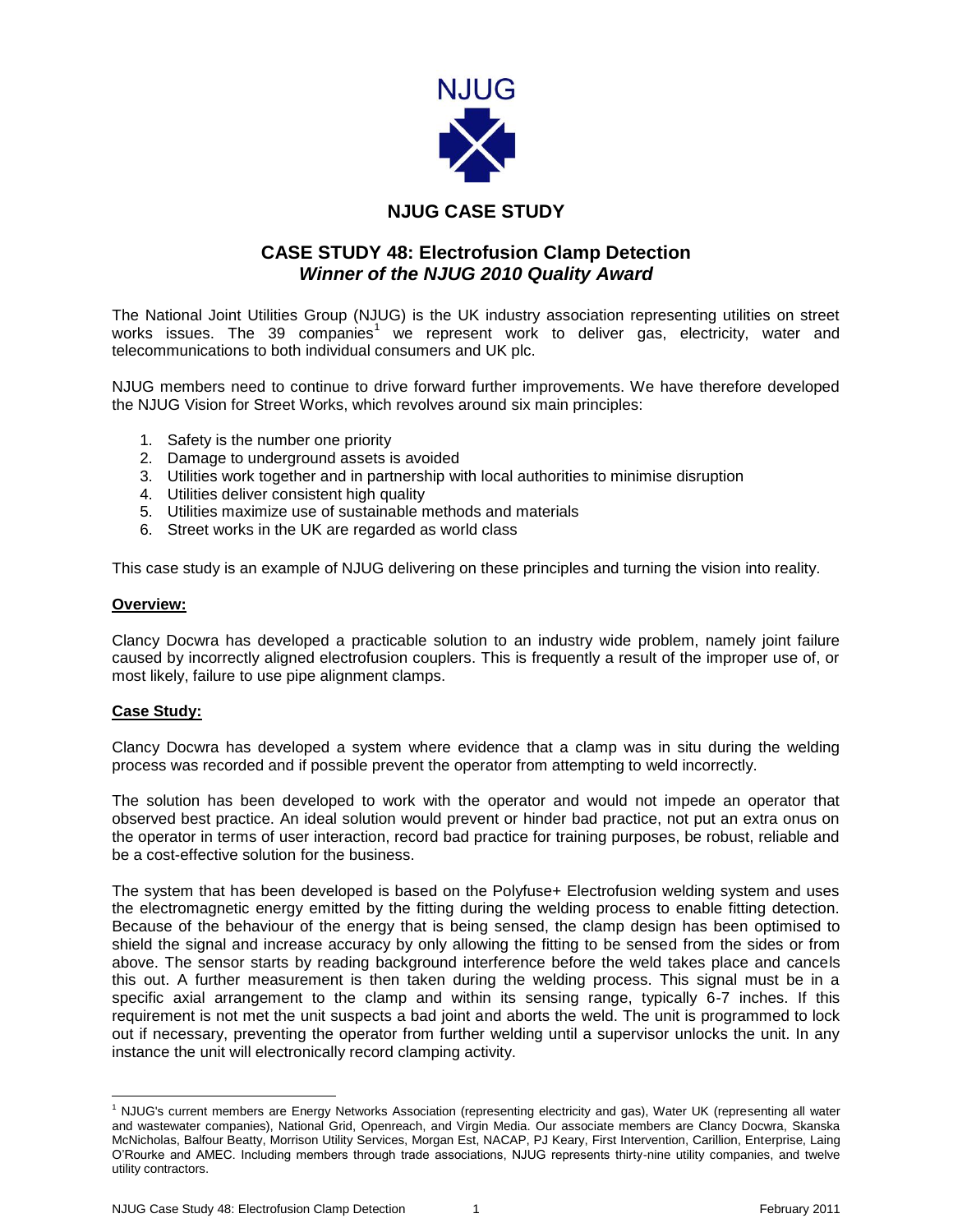NJUG

## NJUG CASE STUDY

# CASE STUDY 48: Electrofusion Clamp Detection
***Winner of the NJUG 2010 Quality Award***

The National Joint Utilities Group (NJUG) is the UK industry association representing utilities on street works issues. The 39 companies[1] we represent work to deliver gas, electricity, water and telecommunications to both individual consumers and UK plc.

NJUG members need to continue to drive forward further improvements. We have therefore developed the NJUG Vision for Street Works, which revolves around six main principles:

1. Safety is the number one priority
2. Damage to underground assets is avoided
3. Utilities work together and in partnership with local authorities to minimise disruption
4. Utilities deliver consistent high quality
5. Utilities maximize use of sustainable methods and materials
6. Street works in the UK are regarded as world class

This case study is an example of NJUG delivering on these principles and turning the vision into reality.

**Overview:**

Clancy Docwra has developed a practicable solution to an industry wide problem, namely joint failure caused by incorrectly aligned electrofusion couplers. This is frequently a result of the improper use of, or most likely, failure to use pipe alignment clamps.

**Case Study:**

Clancy Docwra has developed a system where evidence that a clamp was in situ during the welding process was recorded and if possible prevent the operator from attempting to weld incorrectly.

The solution has been developed to work with the operator and would not impede an operator that observed best practice. An ideal solution would prevent or hinder bad practice, not put an extra onus on the operator in terms of user interaction, record bad practice for training purposes, be robust, reliable and be a cost-effective solution for the business.

The system that has been developed is based on the Polyfuse+ Electrofusion welding system and uses the electromagnetic energy emitted by the fitting during the welding process to enable fitting detection. Because of the behaviour of the energy that is being sensed, the clamp design has been optimised to shield the signal and increase accuracy by only allowing the fitting to be sensed from the sides or from above. The sensor starts by reading background interference before the weld takes place and cancels this out. A further measurement is then taken during the welding process. This signal must be in a specific axial arrangement to the clamp and within its sensing range, typically 6-7 inches. If this requirement is not met the unit suspects a bad joint and aborts the weld. The unit is programmed to lock out if necessary, preventing the operator from further welding until a supervisor unlocks the unit. In any instance the unit will electronically record clamping activity.

---

[1] NJUG's current members are Energy Networks Association (representing electricity and gas), Water UK (representing all water and wastewater companies), National Grid, Openreach, and Virgin Media. Our associate members are Clancy Docwra, Skanska McNicholas, Balfour Beatty, Morrison Utility Services, Morgan Est, NACAP, PJ Keary, First Intervention, Carillion, Enterprise, Laing O'Rourke and AMEC. Including members through trade associations, NJUG represents thirty-nine utility companies, and twelve utility contractors.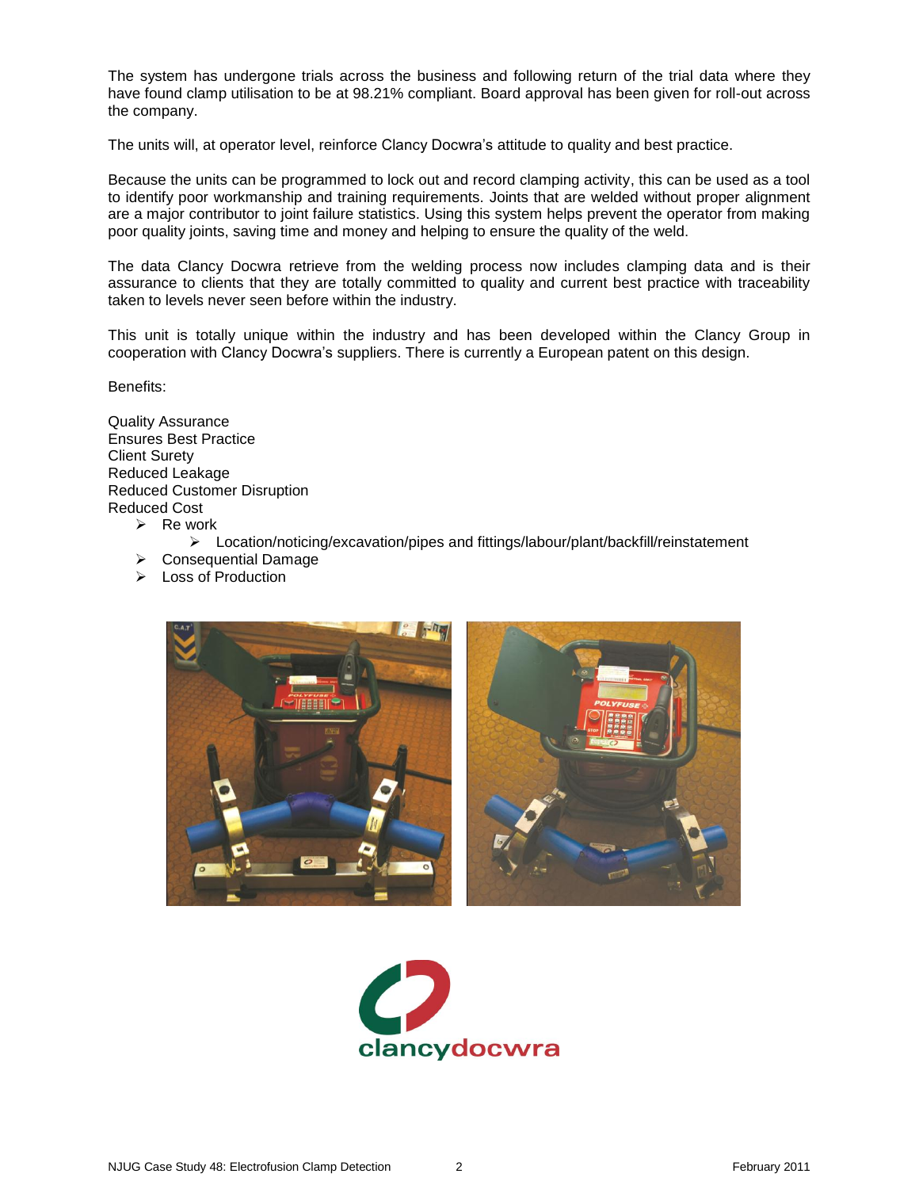The system has undergone trials across the business and following return of the trial data where they have found clamp utilisation to be at 98.21% compliant. Board approval has been given for roll-out across the company.

The units will, at operator level, reinforce Clancy Docwra's attitude to quality and best practice.

Because the units can be programmed to lock out and record clamping activity, this can be used as a tool to identify poor workmanship and training requirements. Joints that are welded without proper alignment are a major contributor to joint failure statistics. Using this system helps prevent the operator from making poor quality joints, saving time and money and helping to ensure the quality of the weld.

The data Clancy Docwra retrieve from the welding process now includes clamping data and is their assurance to clients that they are totally committed to quality and current best practice with traceability taken to levels never seen before within the industry.

This unit is totally unique within the industry and has been developed within the Clancy Group in cooperation with Clancy Docwra's suppliers. There is currently a European patent on this design.

Benefits:

Quality Assurance
Ensures Best Practice
Client Surety
Reduced Leakage
Reduced Customer Disruption
Reduced Cost

- Re work
  - Location/noticing/excavation/pipes and fittings/labour/plant/backfill/reinstatement
- Consequential Damage
- Loss of Production

clancydocwra